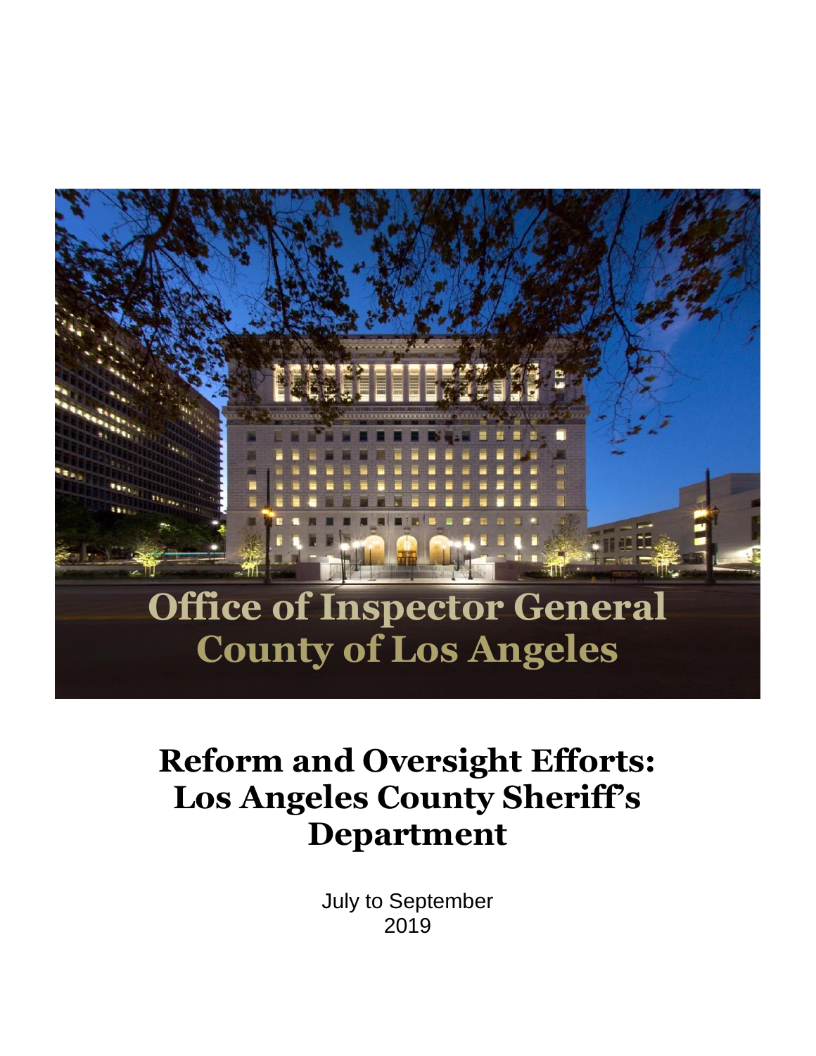# Office of Inspector General County of Los Angeles

# Reform and Oversight Efforts: Los Angeles County Sheriff's Department

July to September 2019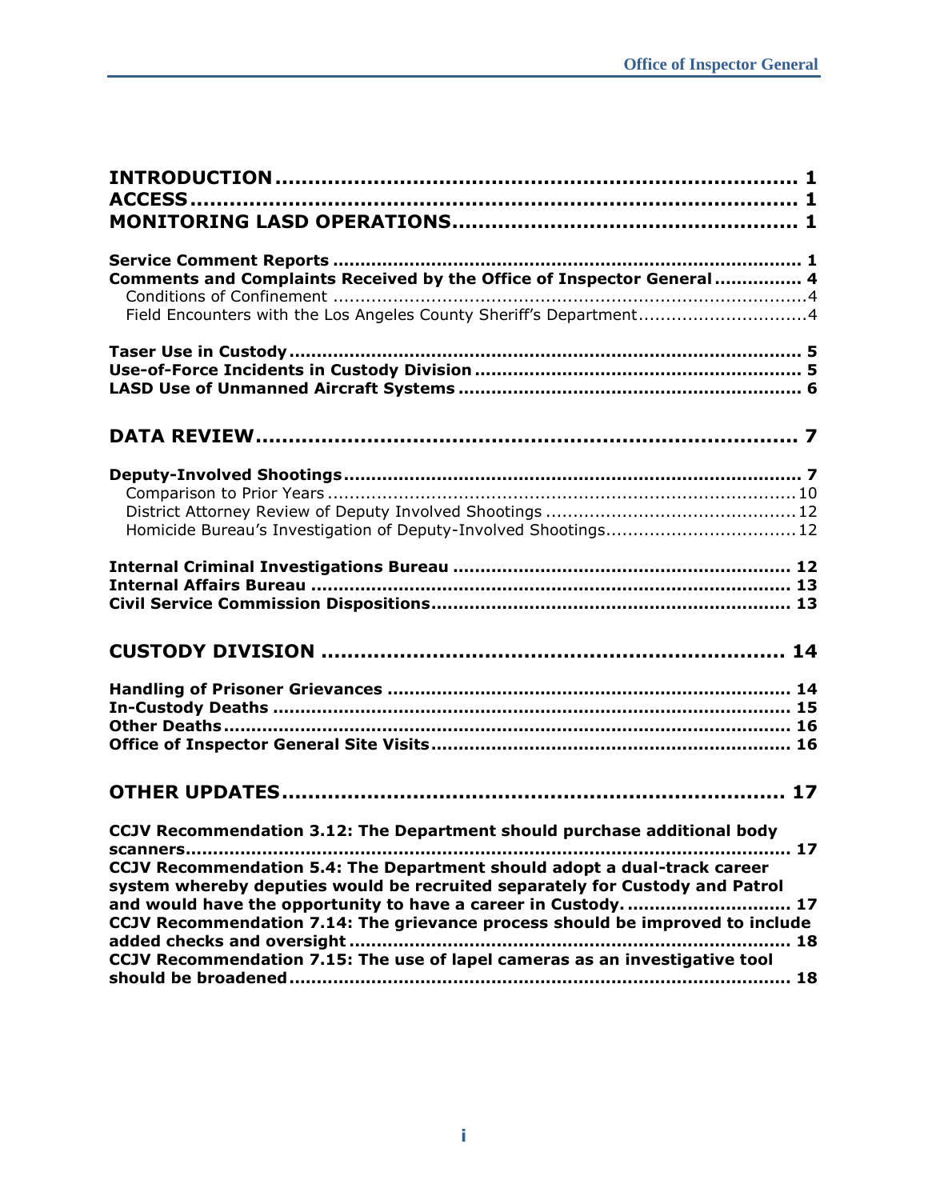**INTRODUCTION** ........................................................................ 1
**ACCESS** ..................................................................................... 1
**MONITORING LASD OPERATIONS** ................................................... 1

**Service Comment Reports** ................................................................... 1
**Comments and Complaints Received by the Office of Inspector General** ............... 4
Conditions of Confinement ....................................................................... 4
Field Encounters with the Los Angeles County Sheriff's Department .............................. 4

**Taser Use in Custody** ......................................................................... 5
**Use-of-Force Incidents in Custody Division** ........................................... 5
**LASD Use of Unmanned Aircraft Systems** .............................................. 6

**DATA REVIEW** ............................................................................ 7

**Deputy-Involved Shootings** ................................................................... 7
Comparison to Prior Years ....................................................................... 10
District Attorney Review of Deputy Involved Shootings ............................................. 12
Homicide Bureau's Investigation of Deputy-Involved Shootings ................................... 12

**Internal Criminal Investigations Bureau** .............................................. 12
**Internal Affairs Bureau** ...................................................................... 13
**Civil Service Commission Dispositions** ................................................ 13

**CUSTODY DIVISION** ..................................................................... 14

**Handling of Prisoner Grievances** ......................................................... 14
**In-Custody Deaths** ............................................................................. 15
**Other Deaths** ..................................................................................... 16
**Office of Inspector General Site Visits** ................................................. 16

**OTHER UPDATES** ......................................................................... 17

**CCJV Recommendation 3.12: The Department should purchase additional body scanners** ................................................................................................. 17
**CCJV Recommendation 5.4: The Department should adopt a dual-track career system whereby deputies would be recruited separately for Custody and Patrol and would have the opportunity to have a career in Custody.** .............................. 17
**CCJV Recommendation 7.14: The grievance process should be improved to include added checks and oversight** ..................................................................... 18
**CCJV Recommendation 7.15: The use of lapel cameras as an investigative tool should be broadened** ............................................................................... 18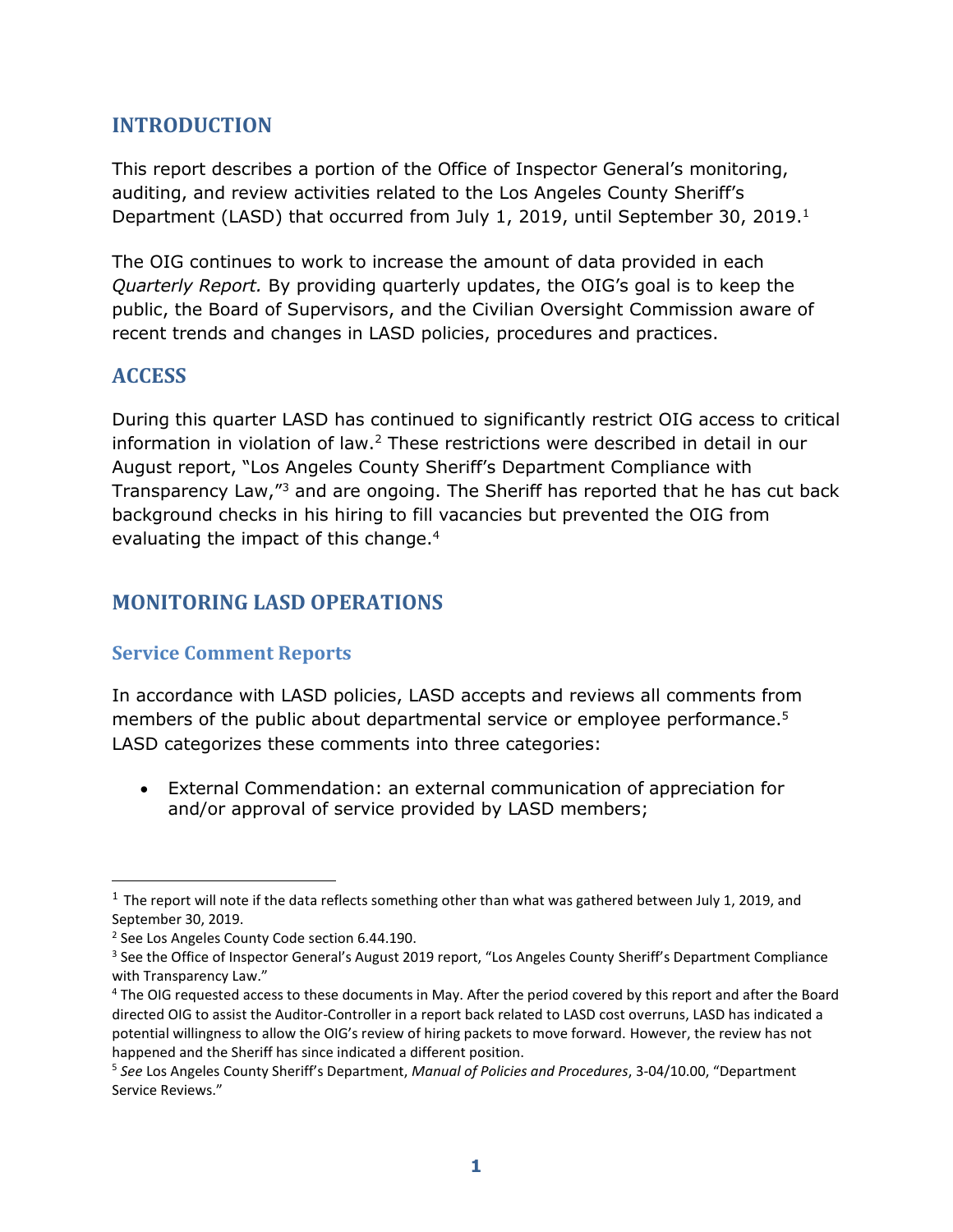## INTRODUCTION

This report describes a portion of the Office of Inspector General's monitoring, auditing, and review activities related to the Los Angeles County Sheriff's Department (LASD) that occurred from July 1, 2019, until September 30, 2019.[1]

The OIG continues to work to increase the amount of data provided in each *Quarterly Report.* By providing quarterly updates, the OIG's goal is to keep the public, the Board of Supervisors, and the Civilian Oversight Commission aware of recent trends and changes in LASD policies, procedures and practices.

## ACCESS

During this quarter LASD has continued to significantly restrict OIG access to critical information in violation of law.[2] These restrictions were described in detail in our August report, "Los Angeles County Sheriff's Department Compliance with Transparency Law,"[3] and are ongoing. The Sheriff has reported that he has cut back background checks in his hiring to fill vacancies but prevented the OIG from evaluating the impact of this change.[4]

## MONITORING LASD OPERATIONS

### Service Comment Reports

In accordance with LASD policies, LASD accepts and reviews all comments from members of the public about departmental service or employee performance.[5] LASD categorizes these comments into three categories:

- External Commendation: an external communication of appreciation for and/or approval of service provided by LASD members;

---

[1] The report will note if the data reflects something other than what was gathered between July 1, 2019, and September 30, 2019.

[2] See Los Angeles County Code section 6.44.190.

[3] See the Office of Inspector General's August 2019 report, "Los Angeles County Sheriff's Department Compliance with Transparency Law."

[4] The OIG requested access to these documents in May. After the period covered by this report and after the Board directed OIG to assist the Auditor-Controller in a report back related to LASD cost overruns, LASD has indicated a potential willingness to allow the OIG's review of hiring packets to move forward. However, the review has not happened and the Sheriff has since indicated a different position.

[5] *See* Los Angeles County Sheriff's Department, *Manual of Policies and Procedures*, 3-04/10.00, "Department Service Reviews."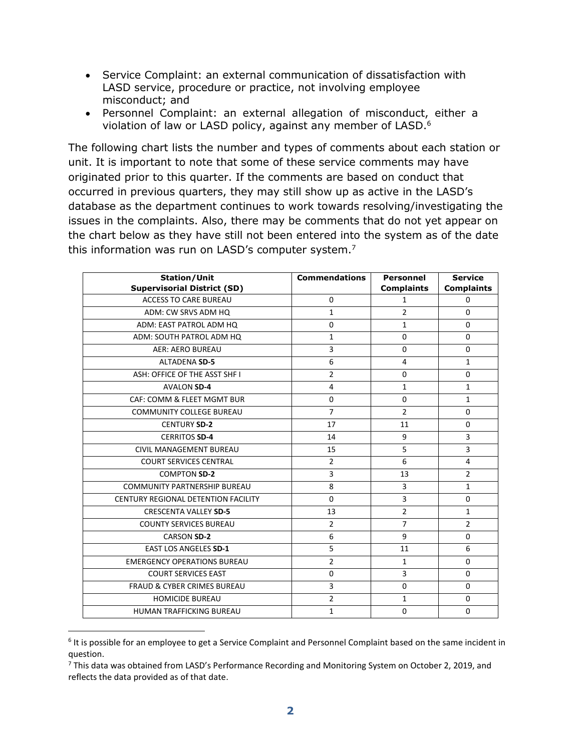- Service Complaint: an external communication of dissatisfaction with LASD service, procedure or practice, not involving employee misconduct; and
- Personnel Complaint: an external allegation of misconduct, either a violation of law or LASD policy, against any member of LASD.[6]

The following chart lists the number and types of comments about each station or unit. It is important to note that some of these service comments may have originated prior to this quarter. If the comments are based on conduct that occurred in previous quarters, they may still show up as active in the LASD's database as the department continues to work towards resolving/investigating the issues in the complaints. Also, there may be comments that do not yet appear on the chart below as they have still not been entered into the system as of the date this information was run on LASD's computer system.[7]

| **Station/Unit Supervisorial District (SD)** | **Commendations** | **Personnel Complaints** | **Service Complaints** |
|---|---|---|---|
| ACCESS TO CARE BUREAU | 0 | 1 | 0 |
| ADM: CW SRVS ADM HQ | 1 | 2 | 0 |
| ADM: EAST PATROL ADM HQ | 0 | 1 | 0 |
| ADM: SOUTH PATROL ADM HQ | 1 | 0 | 0 |
| AER: AERO BUREAU | 3 | 0 | 0 |
| ALTADENA **SD-5** | 6 | 4 | 1 |
| ASH: OFFICE OF THE ASST SHF I | 2 | 0 | 0 |
| AVALON **SD-4** | 4 | 1 | 1 |
| CAF: COMM & FLEET MGMT BUR | 0 | 0 | 1 |
| COMMUNITY COLLEGE BUREAU | 7 | 2 | 0 |
| CENTURY **SD-2** | 17 | 11 | 0 |
| CERRITOS **SD-4** | 14 | 9 | 3 |
| CIVIL MANAGEMENT BUREAU | 15 | 5 | 3 |
| COURT SERVICES CENTRAL | 2 | 6 | 4 |
| COMPTON **SD-2** | 3 | 13 | 2 |
| COMMUNITY PARTNERSHIP BUREAU | 8 | 3 | 1 |
| CENTURY REGIONAL DETENTION FACILITY | 0 | 3 | 0 |
| CRESCENTA VALLEY **SD-5** | 13 | 2 | 1 |
| COUNTY SERVICES BUREAU | 2 | 7 | 2 |
| CARSON **SD-2** | 6 | 9 | 0 |
| EAST LOS ANGELES **SD-1** | 5 | 11 | 6 |
| EMERGENCY OPERATIONS BUREAU | 2 | 1 | 0 |
| COURT SERVICES EAST | 0 | 3 | 0 |
| FRAUD & CYBER CRIMES BUREAU | 3 | 0 | 0 |
| HOMICIDE BUREAU | 2 | 1 | 0 |
| HUMAN TRAFFICKING BUREAU | 1 | 0 | 0 |

[6] It is possible for an employee to get a Service Complaint and Personnel Complaint based on the same incident in question.

[7] This data was obtained from LASD's Performance Recording and Monitoring System on October 2, 2019, and reflects the data provided as of that date.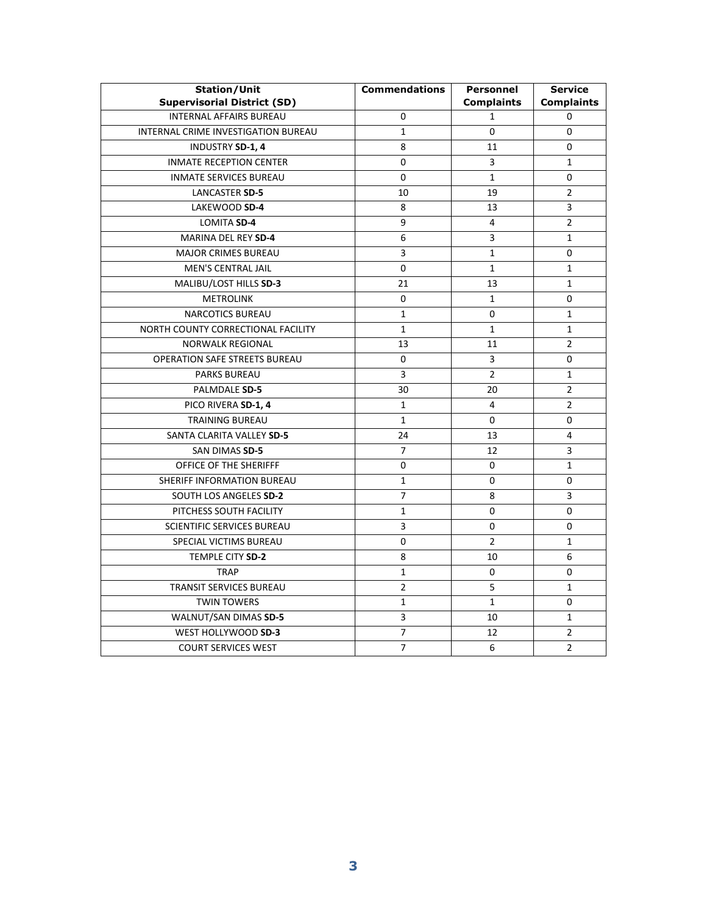| **Station/Unit Supervisorial District (SD)** | **Commendations** | **Personnel Complaints** | **Service Complaints** |
|---|---|---|---|
| INTERNAL AFFAIRS BUREAU | 0 | 1 | 0 |
| INTERNAL CRIME INVESTIGATION BUREAU | 1 | 0 | 0 |
| INDUSTRY **SD-1, 4** | 8 | 11 | 0 |
| INMATE RECEPTION CENTER | 0 | 3 | 1 |
| INMATE SERVICES BUREAU | 0 | 1 | 0 |
| LANCASTER **SD-5** | 10 | 19 | 2 |
| LAKEWOOD **SD-4** | 8 | 13 | 3 |
| LOMITA **SD-4** | 9 | 4 | 2 |
| MARINA DEL REY **SD-4** | 6 | 3 | 1 |
| MAJOR CRIMES BUREAU | 3 | 1 | 0 |
| MEN'S CENTRAL JAIL | 0 | 1 | 1 |
| MALIBU/LOST HILLS **SD-3** | 21 | 13 | 1 |
| METROLINK | 0 | 1 | 0 |
| NARCOTICS BUREAU | 1 | 0 | 1 |
| NORTH COUNTY CORRECTIONAL FACILITY | 1 | 1 | 1 |
| NORWALK REGIONAL | 13 | 11 | 2 |
| OPERATION SAFE STREETS BUREAU | 0 | 3 | 0 |
| PARKS BUREAU | 3 | 2 | 1 |
| PALMDALE **SD-5** | 30 | 20 | 2 |
| PICO RIVERA **SD-1, 4** | 1 | 4 | 2 |
| TRAINING BUREAU | 1 | 0 | 0 |
| SANTA CLARITA VALLEY **SD-5** | 24 | 13 | 4 |
| SAN DIMAS **SD-5** | 7 | 12 | 3 |
| OFFICE OF THE SHERIFFF | 0 | 0 | 1 |
| SHERIFF INFORMATION BUREAU | 1 | 0 | 0 |
| SOUTH LOS ANGELES **SD-2** | 7 | 8 | 3 |
| PITCHESS SOUTH FACILITY | 1 | 0 | 0 |
| SCIENTIFIC SERVICES BUREAU | 3 | 0 | 0 |
| SPECIAL VICTIMS BUREAU | 0 | 2 | 1 |
| TEMPLE CITY **SD-2** | 8 | 10 | 6 |
| TRAP | 1 | 0 | 0 |
| TRANSIT SERVICES BUREAU | 2 | 5 | 1 |
| TWIN TOWERS | 1 | 1 | 0 |
| WALNUT/SAN DIMAS **SD-5** | 3 | 10 | 1 |
| WEST HOLLYWOOD **SD-3** | 7 | 12 | 2 |
| COURT SERVICES WEST | 7 | 6 | 2 |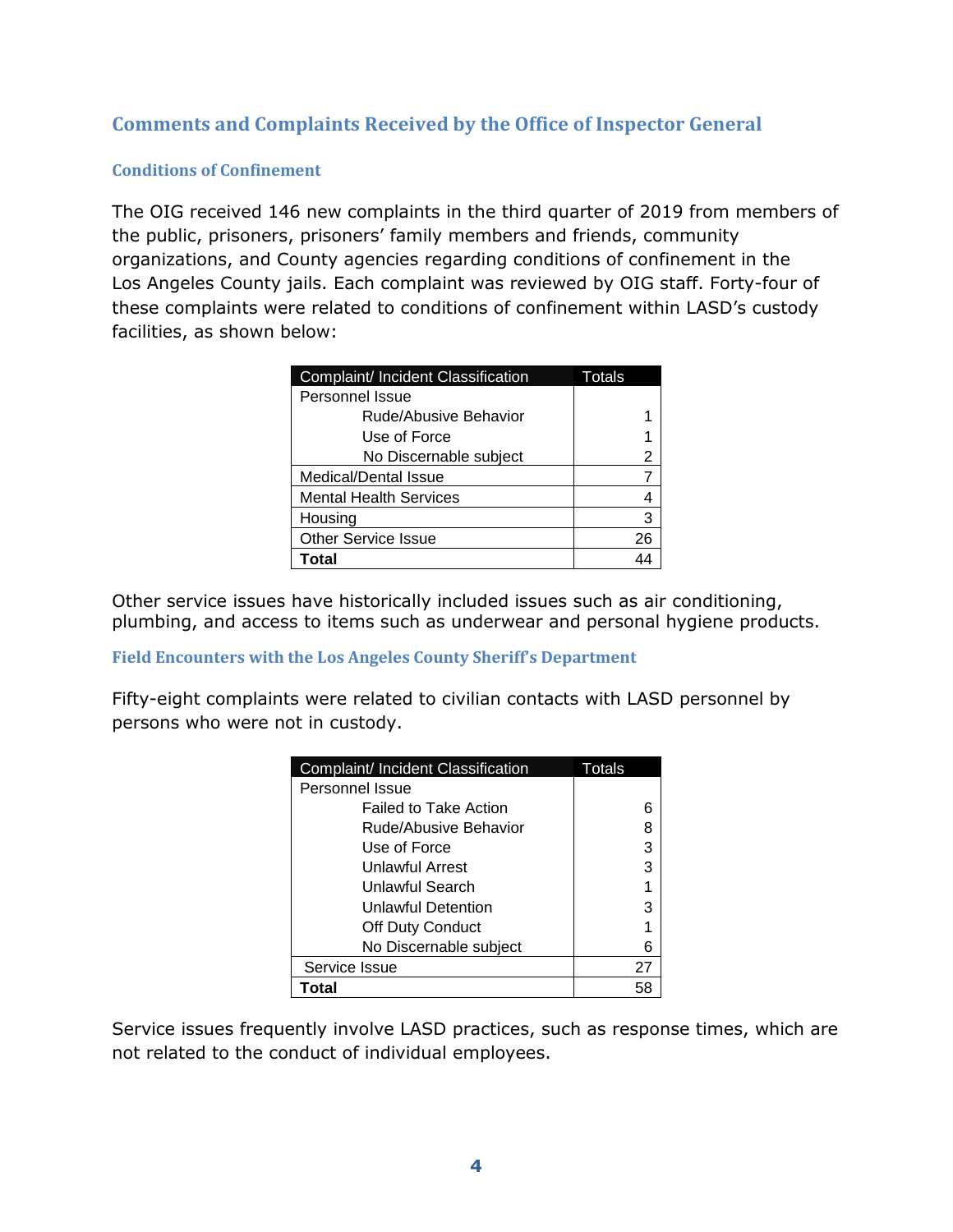## Comments and Complaints Received by the Office of Inspector General

### Conditions of Confinement

The OIG received 146 new complaints in the third quarter of 2019 from members of the public, prisoners, prisoners' family members and friends, community organizations, and County agencies regarding conditions of confinement in the Los Angeles County jails. Each complaint was reviewed by OIG staff. Forty-four of these complaints were related to conditions of confinement within LASD's custody facilities, as shown below:

| Complaint/ Incident Classification | Totals |
|---|---|
| Personnel Issue | |
| Rude/Abusive Behavior | 1 |
| Use of Force | 1 |
| No Discernable subject | 2 |
| Medical/Dental Issue | 7 |
| Mental Health Services | 4 |
| Housing | 3 |
| Other Service Issue | 26 |
| **Total** | 44 |

Other service issues have historically included issues such as air conditioning, plumbing, and access to items such as underwear and personal hygiene products.

### Field Encounters with the Los Angeles County Sheriff's Department

Fifty-eight complaints were related to civilian contacts with LASD personnel by persons who were not in custody.

| Complaint/ Incident Classification | Totals |
|---|---|
| Personnel Issue | |
| Failed to Take Action | 6 |
| Rude/Abusive Behavior | 8 |
| Use of Force | 3 |
| Unlawful Arrest | 3 |
| Unlawful Search | 1 |
| Unlawful Detention | 3 |
| Off Duty Conduct | 1 |
| No Discernable subject | 6 |
| Service Issue | 27 |
| **Total** | 58 |

Service issues frequently involve LASD practices, such as response times, which are not related to the conduct of individual employees.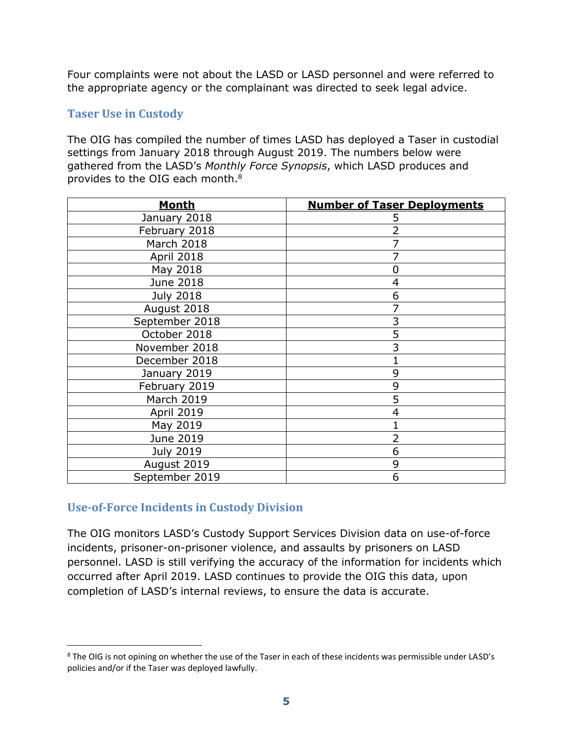Four complaints were not about the LASD or LASD personnel and were referred to the appropriate agency or the complainant was directed to seek legal advice.

### Taser Use in Custody

The OIG has compiled the number of times LASD has deployed a Taser in custodial settings from January 2018 through August 2019. The numbers below were gathered from the LASD's *Monthly Force Synopsis*, which LASD produces and provides to the OIG each month.[8]

| Month | Number of Taser Deployments |
|---|---|
| January 2018 | 5 |
| February 2018 | 2 |
| March 2018 | 7 |
| April 2018 | 7 |
| May 2018 | 0 |
| June 2018 | 4 |
| July 2018 | 6 |
| August 2018 | 7 |
| September 2018 | 3 |
| October 2018 | 5 |
| November 2018 | 3 |
| December 2018 | 1 |
| January 2019 | 9 |
| February 2019 | 9 |
| March 2019 | 5 |
| April 2019 | 4 |
| May 2019 | 1 |
| June 2019 | 2 |
| July 2019 | 6 |
| August 2019 | 9 |
| September 2019 | 6 |

### Use-of-Force Incidents in Custody Division

The OIG monitors LASD's Custody Support Services Division data on use-of-force incidents, prisoner-on-prisoner violence, and assaults by prisoners on LASD personnel. LASD is still verifying the accuracy of the information for incidents which occurred after April 2019. LASD continues to provide the OIG this data, upon completion of LASD's internal reviews, to ensure the data is accurate.

[8] The OIG is not opining on whether the use of the Taser in each of these incidents was permissible under LASD's policies and/or if the Taser was deployed lawfully.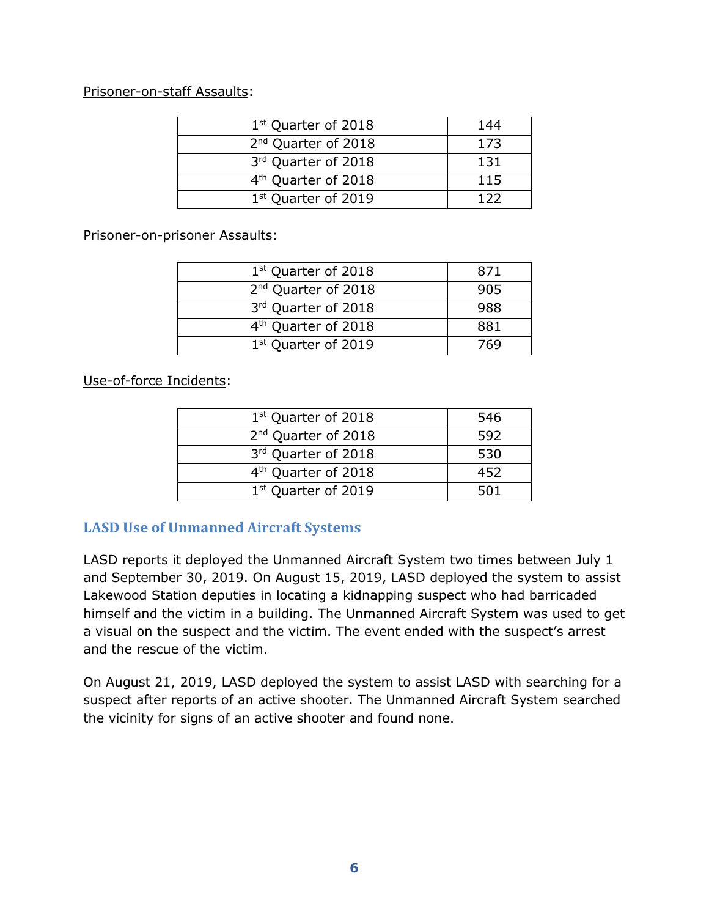Prisoner-on-staff Assaults:

| | |
|---|---|
| 1st Quarter of 2018 | 144 |
| 2nd Quarter of 2018 | 173 |
| 3rd Quarter of 2018 | 131 |
| 4th Quarter of 2018 | 115 |
| 1st Quarter of 2019 | 122 |

Prisoner-on-prisoner Assaults:

| | |
|---|---|
| 1st Quarter of 2018 | 871 |
| 2nd Quarter of 2018 | 905 |
| 3rd Quarter of 2018 | 988 |
| 4th Quarter of 2018 | 881 |
| 1st Quarter of 2019 | 769 |

Use-of-force Incidents:

| | |
|---|---|
| 1st Quarter of 2018 | 546 |
| 2nd Quarter of 2018 | 592 |
| 3rd Quarter of 2018 | 530 |
| 4th Quarter of 2018 | 452 |
| 1st Quarter of 2019 | 501 |

## LASD Use of Unmanned Aircraft Systems

LASD reports it deployed the Unmanned Aircraft System two times between July 1 and September 30, 2019. On August 15, 2019, LASD deployed the system to assist Lakewood Station deputies in locating a kidnapping suspect who had barricaded himself and the victim in a building. The Unmanned Aircraft System was used to get a visual on the suspect and the victim. The event ended with the suspect's arrest and the rescue of the victim.

On August 21, 2019, LASD deployed the system to assist LASD with searching for a suspect after reports of an active shooter. The Unmanned Aircraft System searched the vicinity for signs of an active shooter and found none.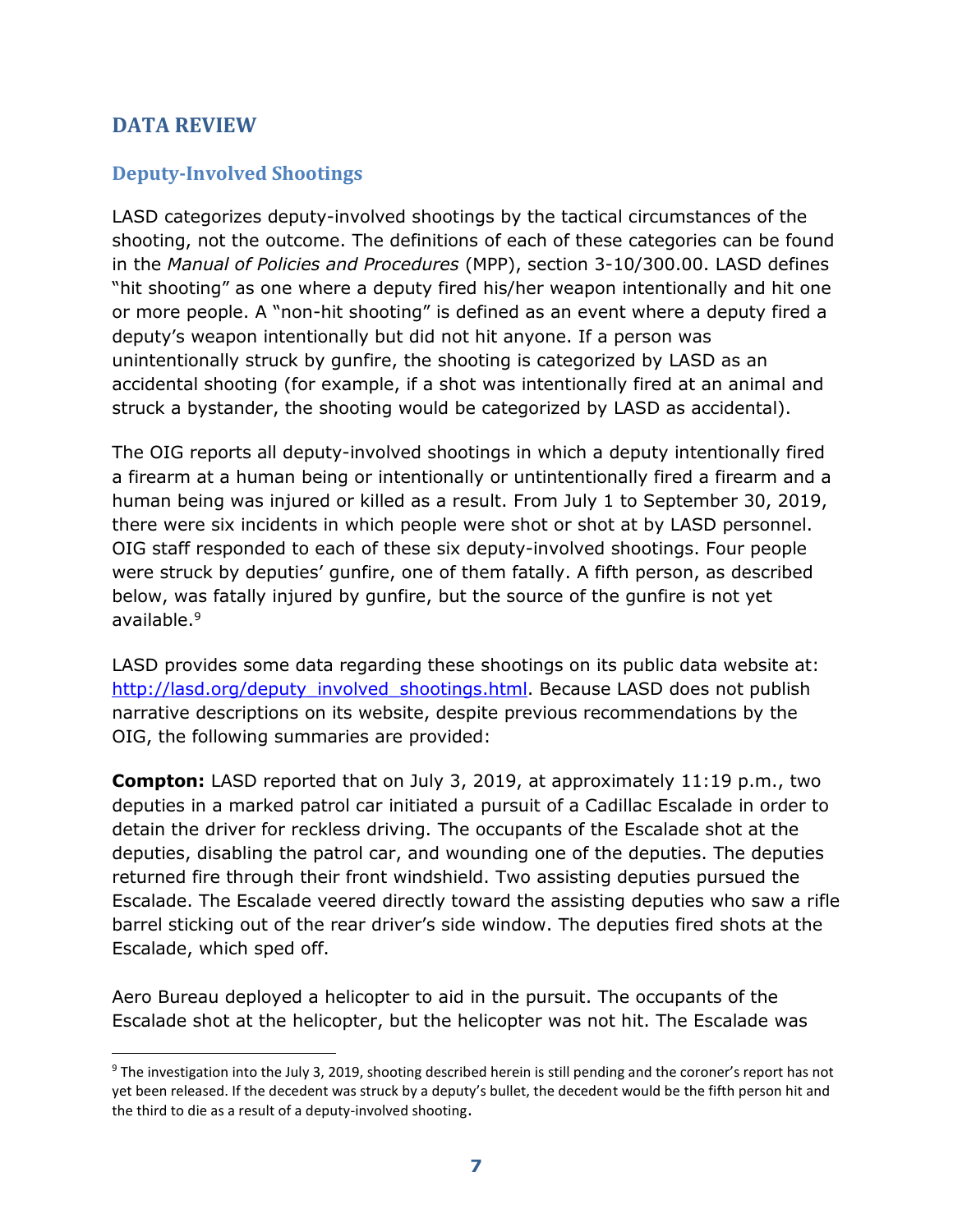## DATA REVIEW

### Deputy-Involved Shootings

LASD categorizes deputy-involved shootings by the tactical circumstances of the shooting, not the outcome. The definitions of each of these categories can be found in the *Manual of Policies and Procedures* (MPP), section 3-10/300.00. LASD defines "hit shooting" as one where a deputy fired his/her weapon intentionally and hit one or more people. A "non-hit shooting" is defined as an event where a deputy fired a deputy's weapon intentionally but did not hit anyone. If a person was unintentionally struck by gunfire, the shooting is categorized by LASD as an accidental shooting (for example, if a shot was intentionally fired at an animal and struck a bystander, the shooting would be categorized by LASD as accidental).

The OIG reports all deputy-involved shootings in which a deputy intentionally fired a firearm at a human being or intentionally or untintentionally fired a firearm and a human being was injured or killed as a result. From July 1 to September 30, 2019, there were six incidents in which people were shot or shot at by LASD personnel. OIG staff responded to each of these six deputy-involved shootings. Four people were struck by deputies' gunfire, one of them fatally. A fifth person, as described below, was fatally injured by gunfire, but the source of the gunfire is not yet available.[9]

LASD provides some data regarding these shootings on its public data website at: http://lasd.org/deputy_involved_shootings.html. Because LASD does not publish narrative descriptions on its website, despite previous recommendations by the OIG, the following summaries are provided:

**Compton:** LASD reported that on July 3, 2019, at approximately 11:19 p.m., two deputies in a marked patrol car initiated a pursuit of a Cadillac Escalade in order to detain the driver for reckless driving. The occupants of the Escalade shot at the deputies, disabling the patrol car, and wounding one of the deputies. The deputies returned fire through their front windshield. Two assisting deputies pursued the Escalade. The Escalade veered directly toward the assisting deputies who saw a rifle barrel sticking out of the rear driver's side window. The deputies fired shots at the Escalade, which sped off.

Aero Bureau deployed a helicopter to aid in the pursuit. The occupants of the Escalade shot at the helicopter, but the helicopter was not hit. The Escalade was

[9] The investigation into the July 3, 2019, shooting described herein is still pending and the coroner's report has not yet been released. If the decedent was struck by a deputy's bullet, the decedent would be the fifth person hit and the third to die as a result of a deputy-involved shooting.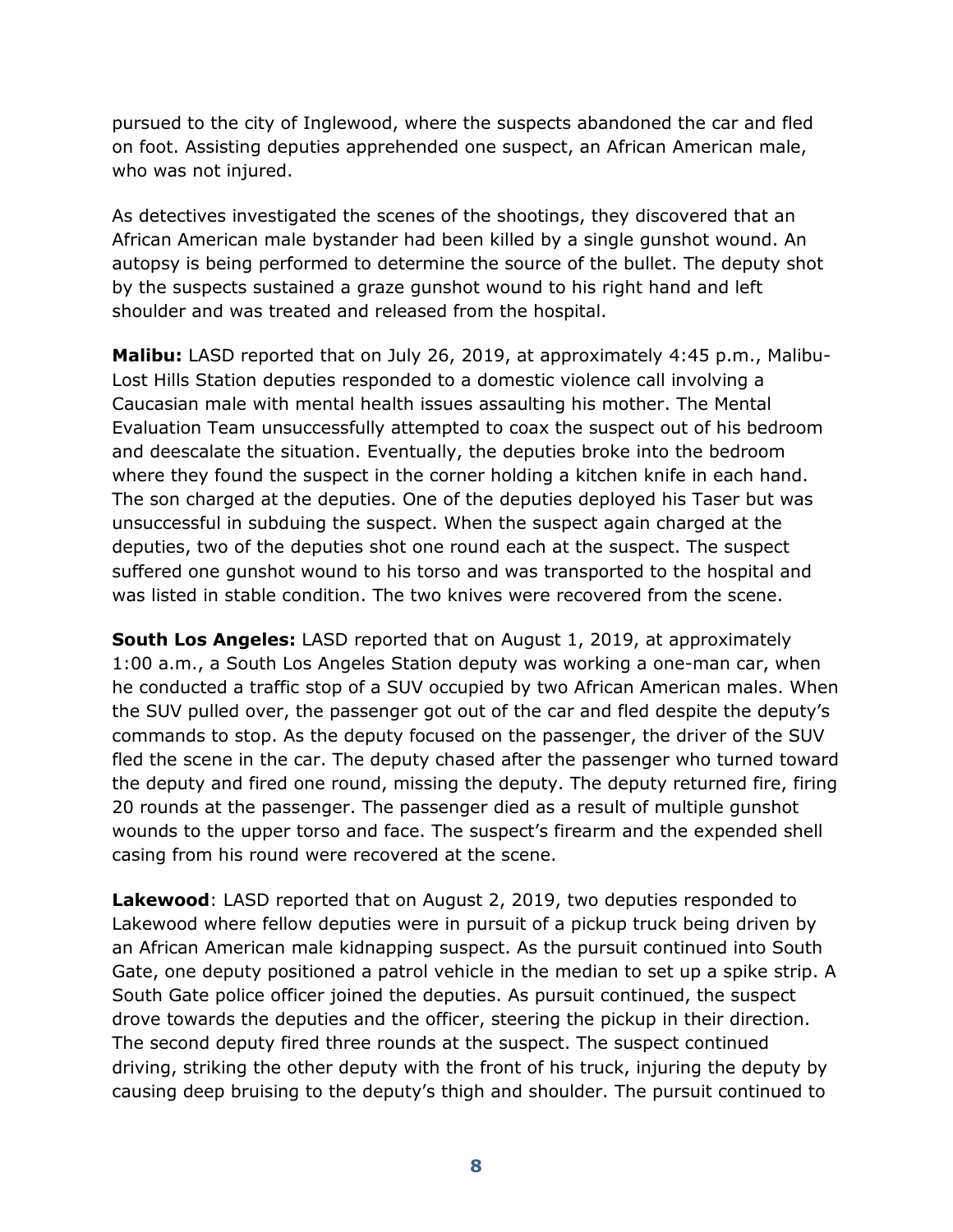pursued to the city of Inglewood, where the suspects abandoned the car and fled on foot. Assisting deputies apprehended one suspect, an African American male, who was not injured.

As detectives investigated the scenes of the shootings, they discovered that an African American male bystander had been killed by a single gunshot wound. An autopsy is being performed to determine the source of the bullet. The deputy shot by the suspects sustained a graze gunshot wound to his right hand and left shoulder and was treated and released from the hospital.

**Malibu:** LASD reported that on July 26, 2019, at approximately 4:45 p.m., Malibu-Lost Hills Station deputies responded to a domestic violence call involving a Caucasian male with mental health issues assaulting his mother. The Mental Evaluation Team unsuccessfully attempted to coax the suspect out of his bedroom and deescalate the situation. Eventually, the deputies broke into the bedroom where they found the suspect in the corner holding a kitchen knife in each hand. The son charged at the deputies. One of the deputies deployed his Taser but was unsuccessful in subduing the suspect. When the suspect again charged at the deputies, two of the deputies shot one round each at the suspect. The suspect suffered one gunshot wound to his torso and was transported to the hospital and was listed in stable condition. The two knives were recovered from the scene.

**South Los Angeles:** LASD reported that on August 1, 2019, at approximately 1:00 a.m., a South Los Angeles Station deputy was working a one-man car, when he conducted a traffic stop of a SUV occupied by two African American males. When the SUV pulled over, the passenger got out of the car and fled despite the deputy's commands to stop. As the deputy focused on the passenger, the driver of the SUV fled the scene in the car. The deputy chased after the passenger who turned toward the deputy and fired one round, missing the deputy. The deputy returned fire, firing 20 rounds at the passenger. The passenger died as a result of multiple gunshot wounds to the upper torso and face. The suspect's firearm and the expended shell casing from his round were recovered at the scene.

**Lakewood**: LASD reported that on August 2, 2019, two deputies responded to Lakewood where fellow deputies were in pursuit of a pickup truck being driven by an African American male kidnapping suspect. As the pursuit continued into South Gate, one deputy positioned a patrol vehicle in the median to set up a spike strip. A South Gate police officer joined the deputies. As pursuit continued, the suspect drove towards the deputies and the officer, steering the pickup in their direction. The second deputy fired three rounds at the suspect. The suspect continued driving, striking the other deputy with the front of his truck, injuring the deputy by causing deep bruising to the deputy's thigh and shoulder. The pursuit continued to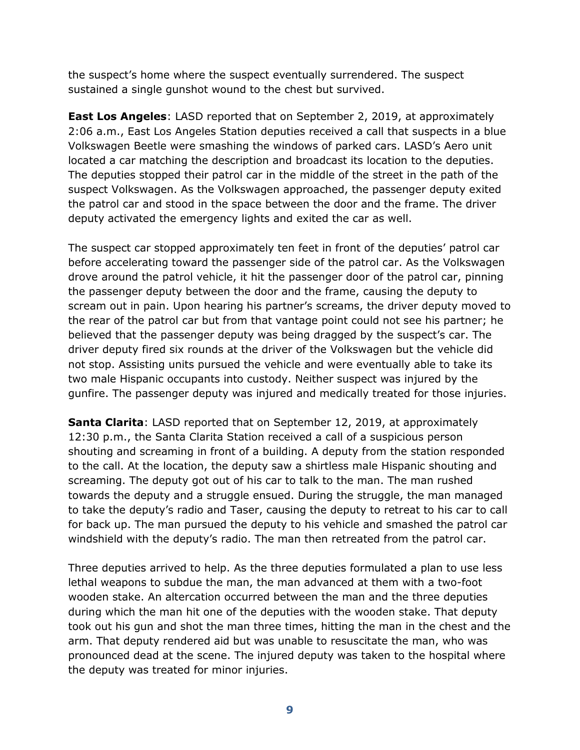the suspect's home where the suspect eventually surrendered. The suspect sustained a single gunshot wound to the chest but survived.

**East Los Angeles**: LASD reported that on September 2, 2019, at approximately 2:06 a.m., East Los Angeles Station deputies received a call that suspects in a blue Volkswagen Beetle were smashing the windows of parked cars. LASD's Aero unit located a car matching the description and broadcast its location to the deputies. The deputies stopped their patrol car in the middle of the street in the path of the suspect Volkswagen. As the Volkswagen approached, the passenger deputy exited the patrol car and stood in the space between the door and the frame. The driver deputy activated the emergency lights and exited the car as well.

The suspect car stopped approximately ten feet in front of the deputies' patrol car before accelerating toward the passenger side of the patrol car. As the Volkswagen drove around the patrol vehicle, it hit the passenger door of the patrol car, pinning the passenger deputy between the door and the frame, causing the deputy to scream out in pain. Upon hearing his partner's screams, the driver deputy moved to the rear of the patrol car but from that vantage point could not see his partner; he believed that the passenger deputy was being dragged by the suspect's car. The driver deputy fired six rounds at the driver of the Volkswagen but the vehicle did not stop. Assisting units pursued the vehicle and were eventually able to take its two male Hispanic occupants into custody. Neither suspect was injured by the gunfire. The passenger deputy was injured and medically treated for those injuries.

**Santa Clarita**: LASD reported that on September 12, 2019, at approximately 12:30 p.m., the Santa Clarita Station received a call of a suspicious person shouting and screaming in front of a building. A deputy from the station responded to the call. At the location, the deputy saw a shirtless male Hispanic shouting and screaming. The deputy got out of his car to talk to the man. The man rushed towards the deputy and a struggle ensued. During the struggle, the man managed to take the deputy's radio and Taser, causing the deputy to retreat to his car to call for back up. The man pursued the deputy to his vehicle and smashed the patrol car windshield with the deputy's radio. The man then retreated from the patrol car.

Three deputies arrived to help. As the three deputies formulated a plan to use less lethal weapons to subdue the man, the man advanced at them with a two-foot wooden stake. An altercation occurred between the man and the three deputies during which the man hit one of the deputies with the wooden stake. That deputy took out his gun and shot the man three times, hitting the man in the chest and the arm. That deputy rendered aid but was unable to resuscitate the man, who was pronounced dead at the scene. The injured deputy was taken to the hospital where the deputy was treated for minor injuries.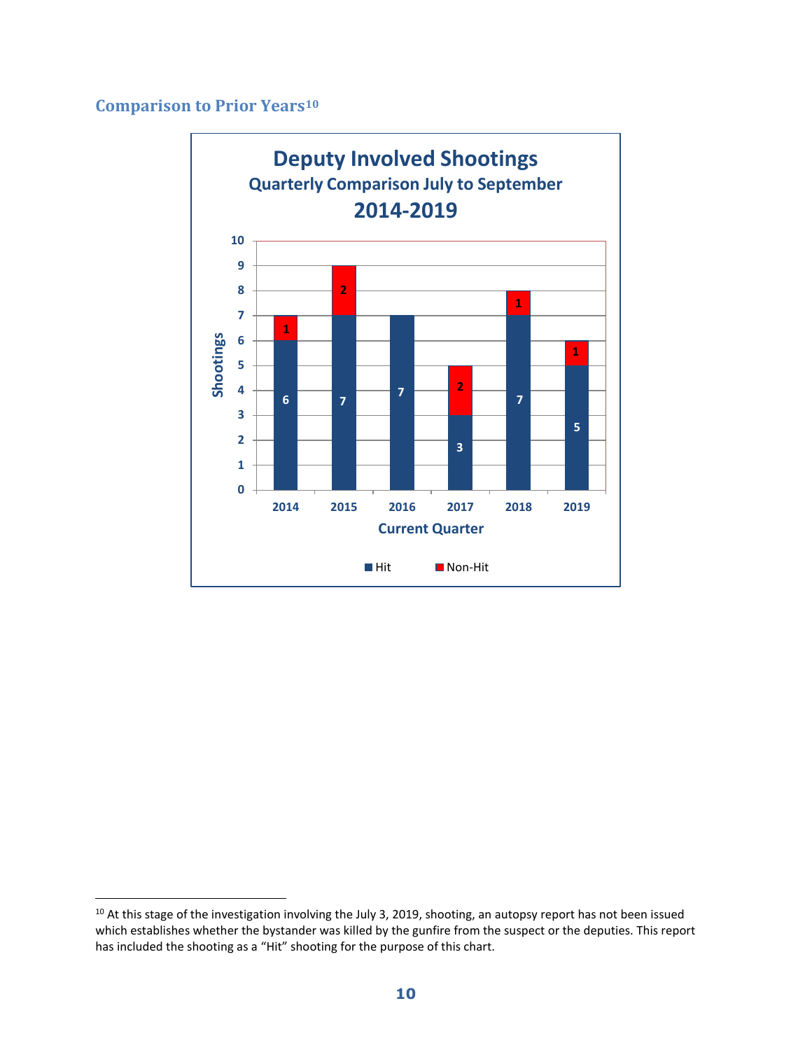## Comparison to Prior Years[10]

**Deputy Involved Shootings**
**Quarterly Comparison July to September**
**2014-2019**

| Current Quarter | Hit | Non-Hit |
|---|---|---|
| 2014 | 6 | 1 |
| 2015 | 7 | 2 |
| 2016 | 7 | |
| 2017 | 3 | 2 |
| 2018 | 7 | 1 |
| 2019 | 5 | 1 |

[10] At this stage of the investigation involving the July 3, 2019, shooting, an autopsy report has not been issued which establishes whether the bystander was killed by the gunfire from the suspect or the deputies. This report has included the shooting as a "Hit" shooting for the purpose of this chart.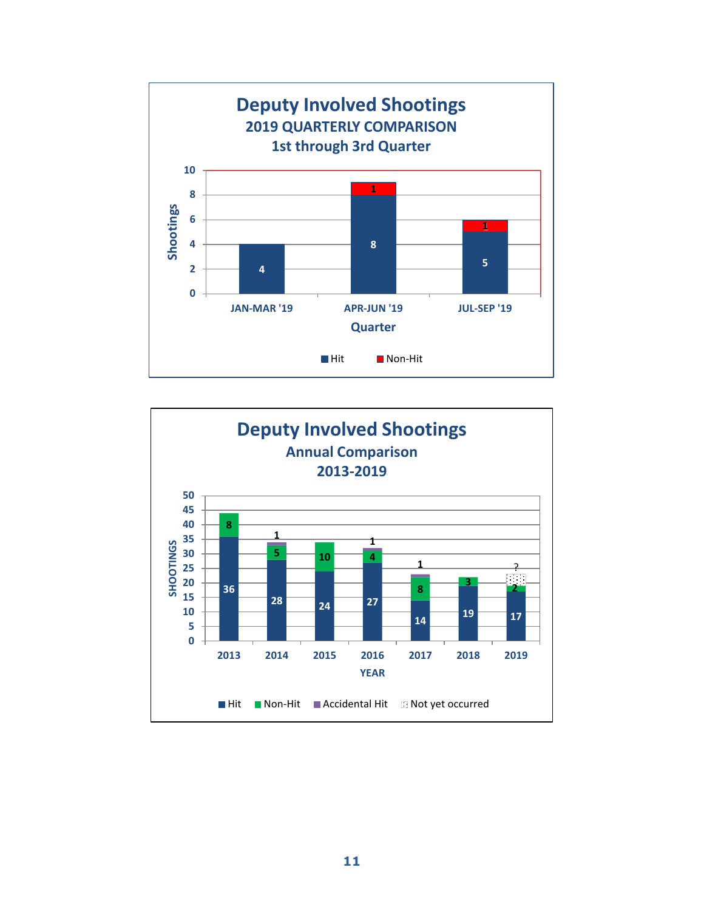## Deputy Involved Shootings

### 2019 QUARTERLY COMPARISON
### 1st through 3rd Quarter

| Quarter | Hit | Non-Hit |
|---|---|---|
| JAN-MAR '19 | 4 | |
| APR-JUN '19 | 8 | 1 |
| JUL-SEP '19 | 5 | 1 |

## Deputy Involved Shootings

### Annual Comparison
### 2013-2019

| YEAR | Hit | Non-Hit | Accidental Hit | Not yet occurred |
|---|---|---|---|---|
| 2013 | 36 | 8 | | |
| 2014 | 28 | 5 | 1 | |
| 2015 | 24 | 10 | | |
| 2016 | 27 | 4 | 1 | |
| 2017 | 14 | 8 | 1 | |
| 2018 | 19 | 3 | | |
| 2019 | 17 | 2 | | ? |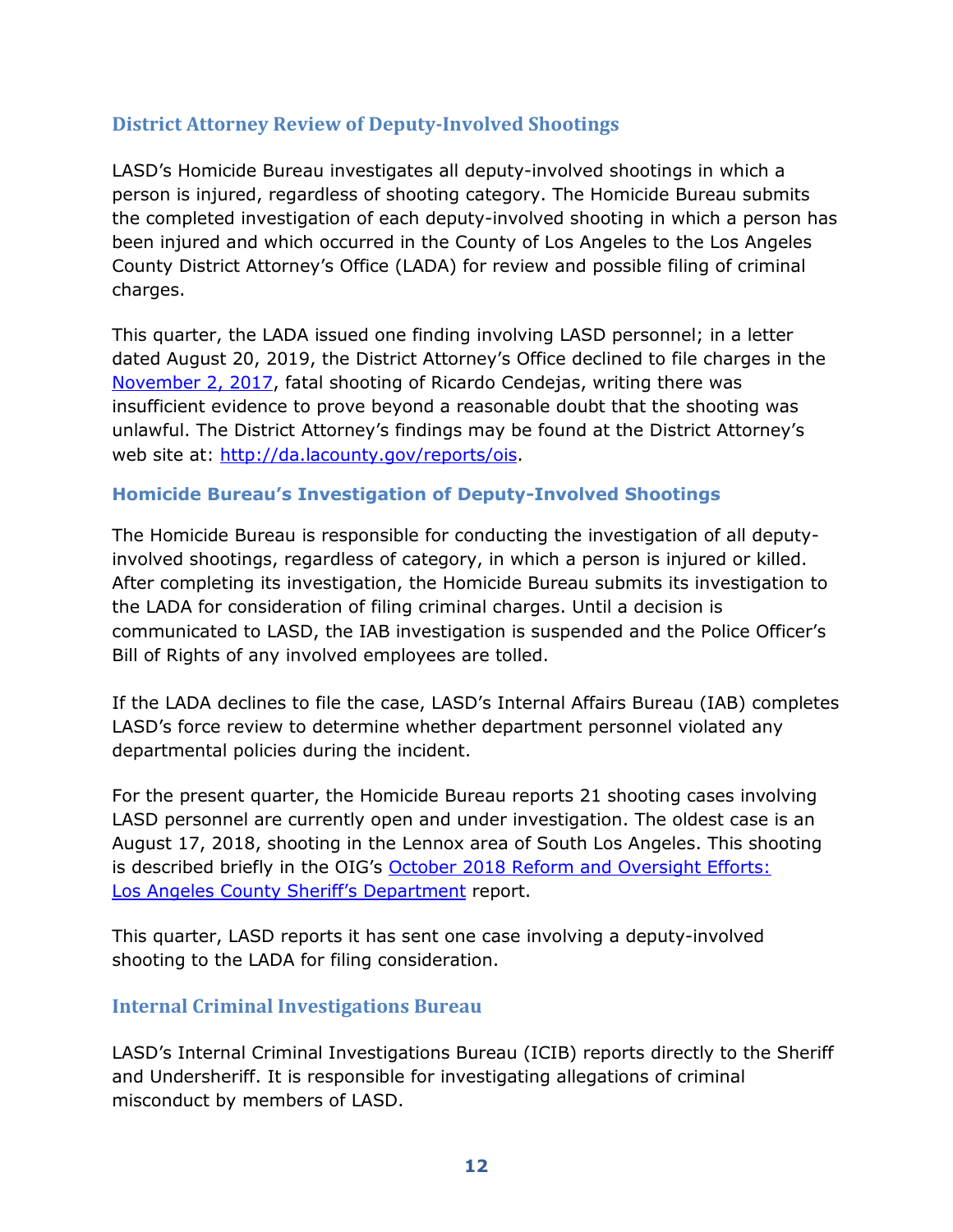## District Attorney Review of Deputy-Involved Shootings

LASD's Homicide Bureau investigates all deputy-involved shootings in which a person is injured, regardless of shooting category. The Homicide Bureau submits the completed investigation of each deputy-involved shooting in which a person has been injured and which occurred in the County of Los Angeles to the Los Angeles County District Attorney's Office (LADA) for review and possible filing of criminal charges.

This quarter, the LADA issued one finding involving LASD personnel; in a letter dated August 20, 2019, the District Attorney's Office declined to file charges in the November 2, 2017, fatal shooting of Ricardo Cendejas, writing there was insufficient evidence to prove beyond a reasonable doubt that the shooting was unlawful. The District Attorney's findings may be found at the District Attorney's web site at: http://da.lacounty.gov/reports/ois.

### Homicide Bureau's Investigation of Deputy-Involved Shootings

The Homicide Bureau is responsible for conducting the investigation of all deputy-involved shootings, regardless of category, in which a person is injured or killed. After completing its investigation, the Homicide Bureau submits its investigation to the LADA for consideration of filing criminal charges. Until a decision is communicated to LASD, the IAB investigation is suspended and the Police Officer's Bill of Rights of any involved employees are tolled.

If the LADA declines to file the case, LASD's Internal Affairs Bureau (IAB) completes LASD's force review to determine whether department personnel violated any departmental policies during the incident.

For the present quarter, the Homicide Bureau reports 21 shooting cases involving LASD personnel are currently open and under investigation. The oldest case is an August 17, 2018, shooting in the Lennox area of South Los Angeles. This shooting is described briefly in the OIG's October 2018 Reform and Oversight Efforts: Los Angeles County Sheriff's Department report.

This quarter, LASD reports it has sent one case involving a deputy-involved shooting to the LADA for filing consideration.

## Internal Criminal Investigations Bureau

LASD's Internal Criminal Investigations Bureau (ICIB) reports directly to the Sheriff and Undersheriff. It is responsible for investigating allegations of criminal misconduct by members of LASD.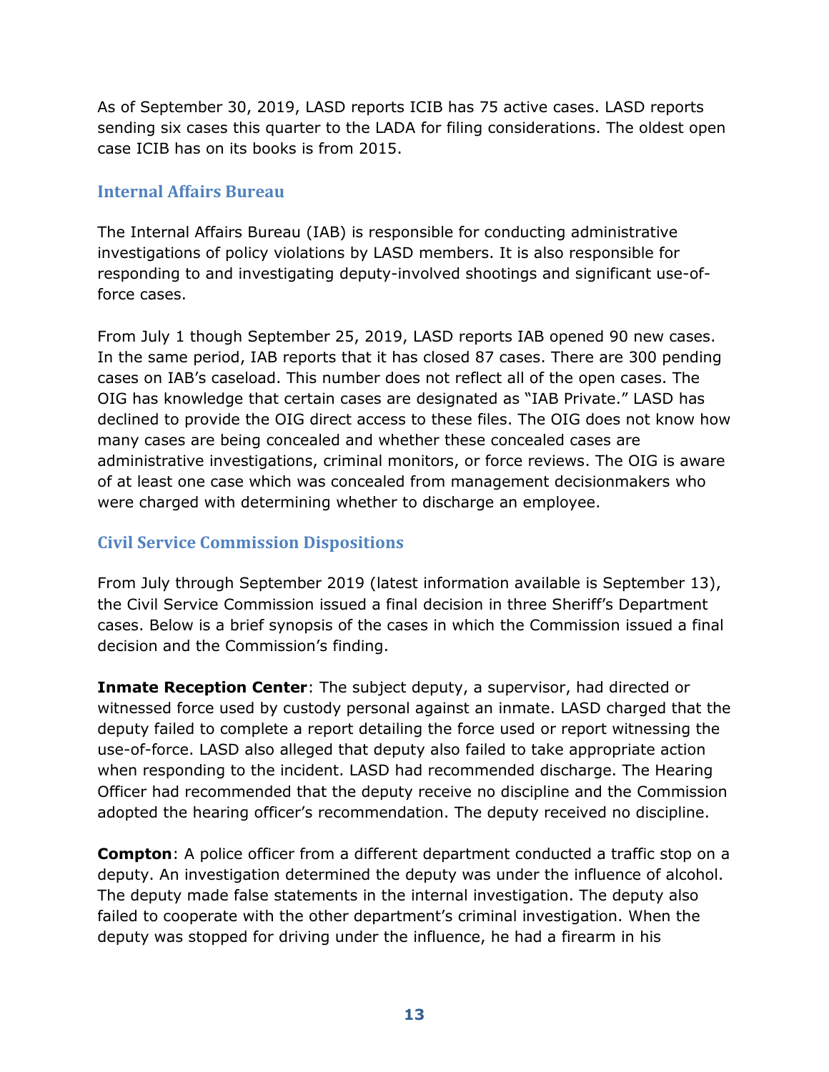As of September 30, 2019, LASD reports ICIB has 75 active cases. LASD reports sending six cases this quarter to the LADA for filing considerations. The oldest open case ICIB has on its books is from 2015.

## Internal Affairs Bureau

The Internal Affairs Bureau (IAB) is responsible for conducting administrative investigations of policy violations by LASD members. It is also responsible for responding to and investigating deputy-involved shootings and significant use-of-force cases.

From July 1 though September 25, 2019, LASD reports IAB opened 90 new cases. In the same period, IAB reports that it has closed 87 cases. There are 300 pending cases on IAB's caseload. This number does not reflect all of the open cases. The OIG has knowledge that certain cases are designated as "IAB Private." LASD has declined to provide the OIG direct access to these files. The OIG does not know how many cases are being concealed and whether these concealed cases are administrative investigations, criminal monitors, or force reviews. The OIG is aware of at least one case which was concealed from management decisionmakers who were charged with determining whether to discharge an employee.

## Civil Service Commission Dispositions

From July through September 2019 (latest information available is September 13), the Civil Service Commission issued a final decision in three Sheriff's Department cases. Below is a brief synopsis of the cases in which the Commission issued a final decision and the Commission's finding.

**Inmate Reception Center**: The subject deputy, a supervisor, had directed or witnessed force used by custody personal against an inmate. LASD charged that the deputy failed to complete a report detailing the force used or report witnessing the use-of-force. LASD also alleged that deputy also failed to take appropriate action when responding to the incident. LASD had recommended discharge. The Hearing Officer had recommended that the deputy receive no discipline and the Commission adopted the hearing officer's recommendation. The deputy received no discipline.

**Compton**: A police officer from a different department conducted a traffic stop on a deputy. An investigation determined the deputy was under the influence of alcohol. The deputy made false statements in the internal investigation. The deputy also failed to cooperate with the other department's criminal investigation. When the deputy was stopped for driving under the influence, he had a firearm in his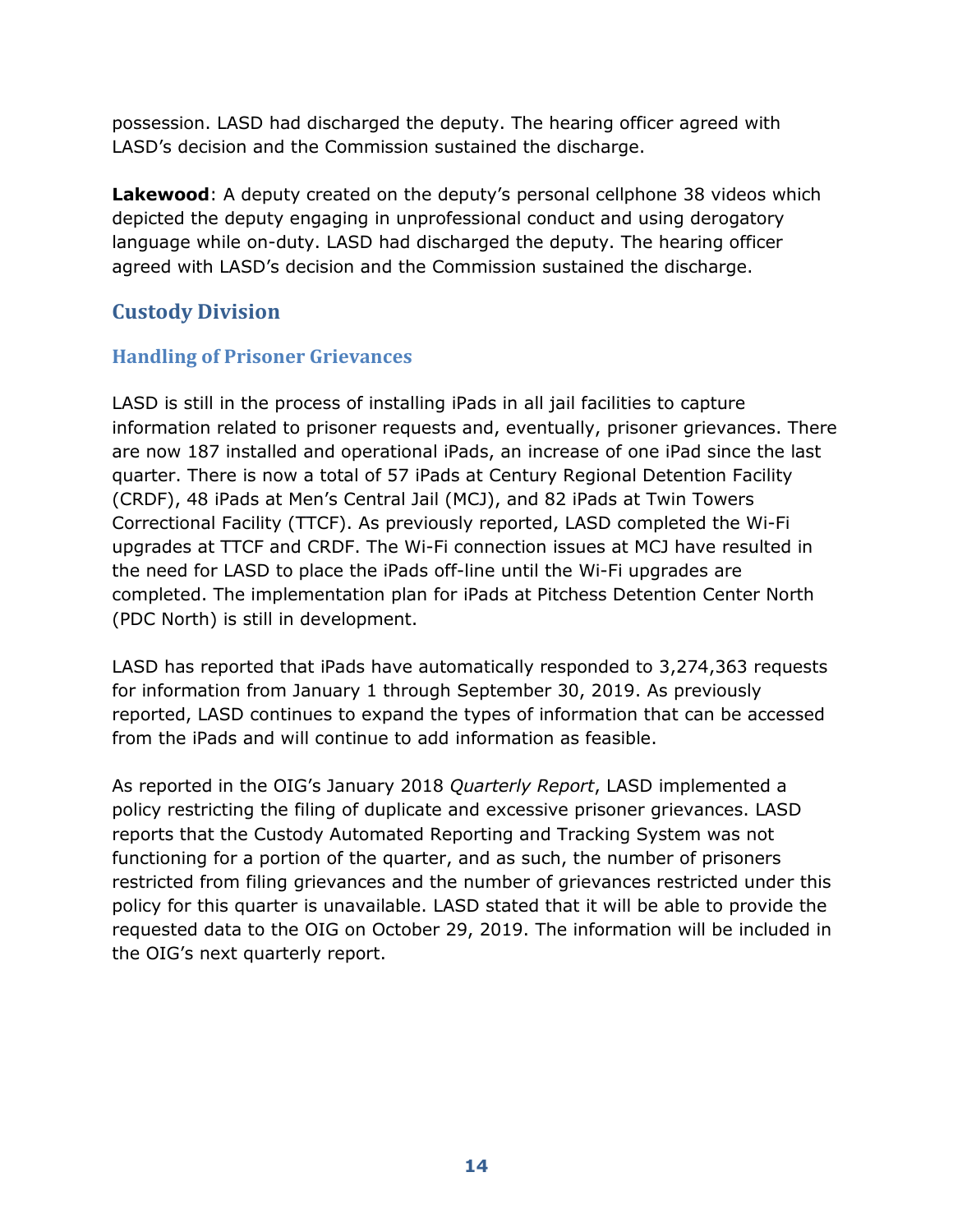possession. LASD had discharged the deputy. The hearing officer agreed with LASD's decision and the Commission sustained the discharge.

**Lakewood**: A deputy created on the deputy's personal cellphone 38 videos which depicted the deputy engaging in unprofessional conduct and using derogatory language while on-duty. LASD had discharged the deputy. The hearing officer agreed with LASD's decision and the Commission sustained the discharge.

## Custody Division

### Handling of Prisoner Grievances

LASD is still in the process of installing iPads in all jail facilities to capture information related to prisoner requests and, eventually, prisoner grievances. There are now 187 installed and operational iPads, an increase of one iPad since the last quarter. There is now a total of 57 iPads at Century Regional Detention Facility (CRDF), 48 iPads at Men's Central Jail (MCJ), and 82 iPads at Twin Towers Correctional Facility (TTCF). As previously reported, LASD completed the Wi-Fi upgrades at TTCF and CRDF. The Wi-Fi connection issues at MCJ have resulted in the need for LASD to place the iPads off-line until the Wi-Fi upgrades are completed. The implementation plan for iPads at Pitchess Detention Center North (PDC North) is still in development.

LASD has reported that iPads have automatically responded to 3,274,363 requests for information from January 1 through September 30, 2019. As previously reported, LASD continues to expand the types of information that can be accessed from the iPads and will continue to add information as feasible.

As reported in the OIG's January 2018 *Quarterly Report*, LASD implemented a policy restricting the filing of duplicate and excessive prisoner grievances. LASD reports that the Custody Automated Reporting and Tracking System was not functioning for a portion of the quarter, and as such, the number of prisoners restricted from filing grievances and the number of grievances restricted under this policy for this quarter is unavailable. LASD stated that it will be able to provide the requested data to the OIG on October 29, 2019. The information will be included in the OIG's next quarterly report.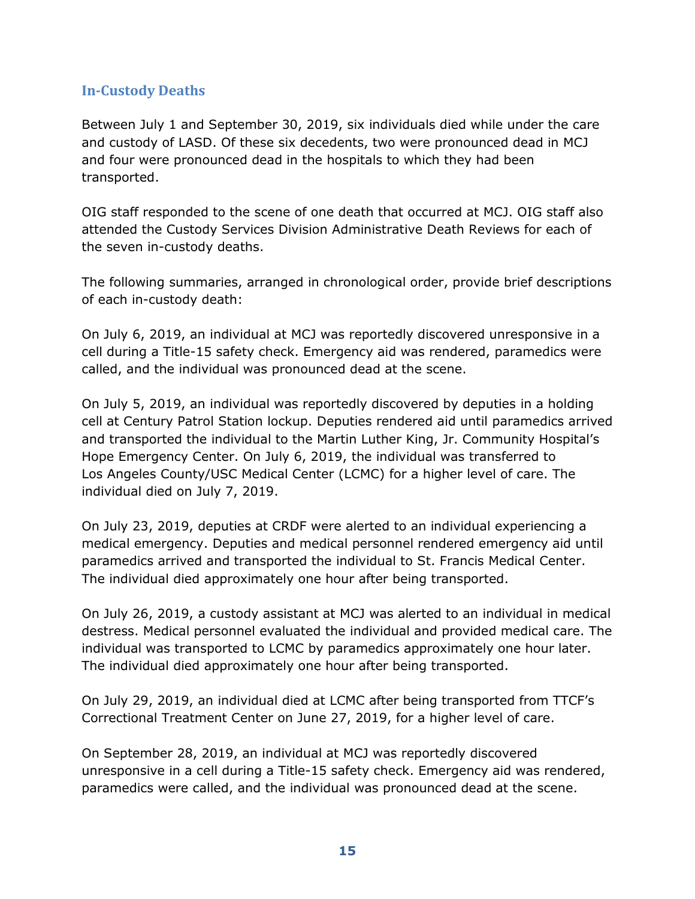## In-Custody Deaths

Between July 1 and September 30, 2019, six individuals died while under the care and custody of LASD. Of these six decedents, two were pronounced dead in MCJ and four were pronounced dead in the hospitals to which they had been transported.

OIG staff responded to the scene of one death that occurred at MCJ. OIG staff also attended the Custody Services Division Administrative Death Reviews for each of the seven in-custody deaths.

The following summaries, arranged in chronological order, provide brief descriptions of each in-custody death:

On July 6, 2019, an individual at MCJ was reportedly discovered unresponsive in a cell during a Title-15 safety check. Emergency aid was rendered, paramedics were called, and the individual was pronounced dead at the scene.

On July 5, 2019, an individual was reportedly discovered by deputies in a holding cell at Century Patrol Station lockup. Deputies rendered aid until paramedics arrived and transported the individual to the Martin Luther King, Jr. Community Hospital's Hope Emergency Center. On July 6, 2019, the individual was transferred to Los Angeles County/USC Medical Center (LCMC) for a higher level of care. The individual died on July 7, 2019.

On July 23, 2019, deputies at CRDF were alerted to an individual experiencing a medical emergency. Deputies and medical personnel rendered emergency aid until paramedics arrived and transported the individual to St. Francis Medical Center. The individual died approximately one hour after being transported.

On July 26, 2019, a custody assistant at MCJ was alerted to an individual in medical destress. Medical personnel evaluated the individual and provided medical care. The individual was transported to LCMC by paramedics approximately one hour later. The individual died approximately one hour after being transported.

On July 29, 2019, an individual died at LCMC after being transported from TTCF's Correctional Treatment Center on June 27, 2019, for a higher level of care.

On September 28, 2019, an individual at MCJ was reportedly discovered unresponsive in a cell during a Title-15 safety check. Emergency aid was rendered, paramedics were called, and the individual was pronounced dead at the scene.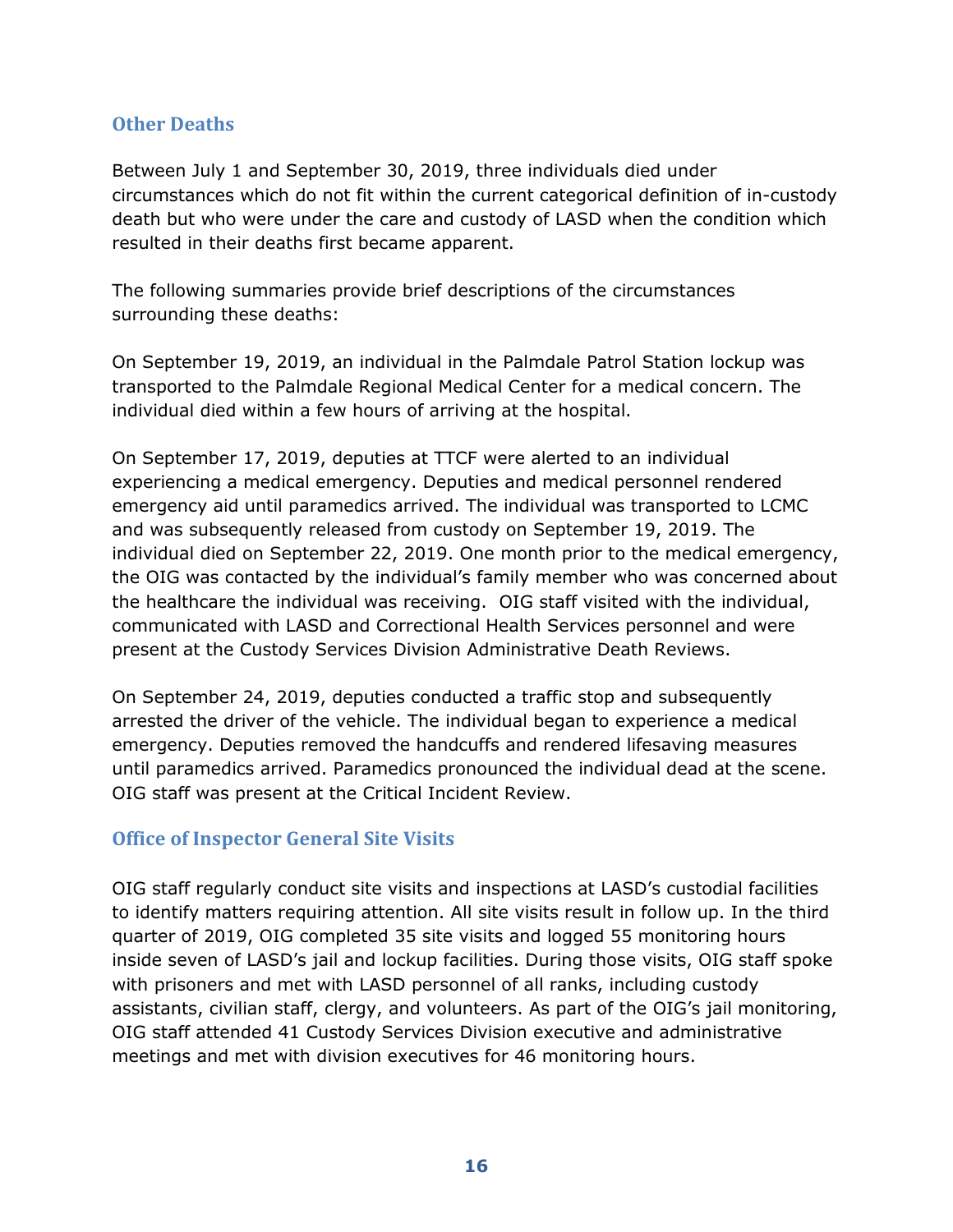## Other Deaths

Between July 1 and September 30, 2019, three individuals died under circumstances which do not fit within the current categorical definition of in-custody death but who were under the care and custody of LASD when the condition which resulted in their deaths first became apparent.

The following summaries provide brief descriptions of the circumstances surrounding these deaths:

On September 19, 2019, an individual in the Palmdale Patrol Station lockup was transported to the Palmdale Regional Medical Center for a medical concern. The individual died within a few hours of arriving at the hospital.

On September 17, 2019, deputies at TTCF were alerted to an individual experiencing a medical emergency. Deputies and medical personnel rendered emergency aid until paramedics arrived. The individual was transported to LCMC and was subsequently released from custody on September 19, 2019. The individual died on September 22, 2019. One month prior to the medical emergency, the OIG was contacted by the individual's family member who was concerned about the healthcare the individual was receiving. OIG staff visited with the individual, communicated with LASD and Correctional Health Services personnel and were present at the Custody Services Division Administrative Death Reviews.

On September 24, 2019, deputies conducted a traffic stop and subsequently arrested the driver of the vehicle. The individual began to experience a medical emergency. Deputies removed the handcuffs and rendered lifesaving measures until paramedics arrived. Paramedics pronounced the individual dead at the scene. OIG staff was present at the Critical Incident Review.

## Office of Inspector General Site Visits

OIG staff regularly conduct site visits and inspections at LASD's custodial facilities to identify matters requiring attention. All site visits result in follow up. In the third quarter of 2019, OIG completed 35 site visits and logged 55 monitoring hours inside seven of LASD's jail and lockup facilities. During those visits, OIG staff spoke with prisoners and met with LASD personnel of all ranks, including custody assistants, civilian staff, clergy, and volunteers. As part of the OIG's jail monitoring, OIG staff attended 41 Custody Services Division executive and administrative meetings and met with division executives for 46 monitoring hours.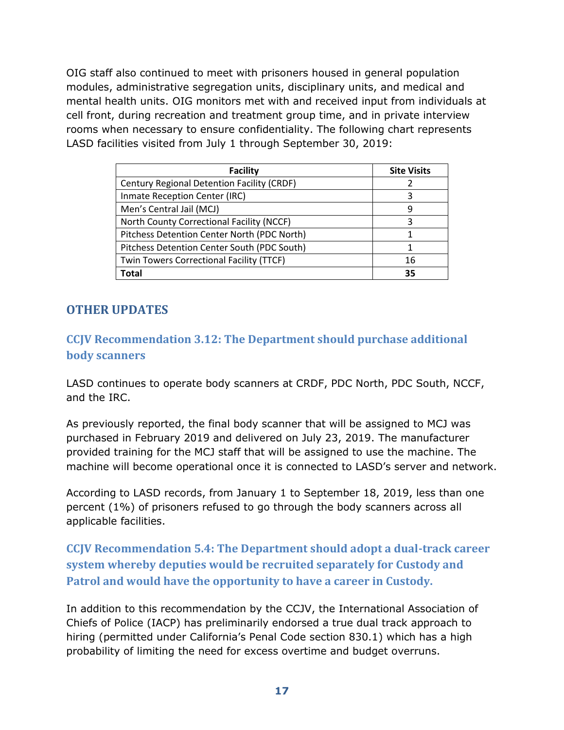OIG staff also continued to meet with prisoners housed in general population modules, administrative segregation units, disciplinary units, and medical and mental health units. OIG monitors met with and received input from individuals at cell front, during recreation and treatment group time, and in private interview rooms when necessary to ensure confidentiality. The following chart represents LASD facilities visited from July 1 through September 30, 2019:

| Facility | Site Visits |
|---|---|
| Century Regional Detention Facility (CRDF) | 2 |
| Inmate Reception Center (IRC) | 3 |
| Men's Central Jail (MCJ) | 9 |
| North County Correctional Facility (NCCF) | 3 |
| Pitchess Detention Center North (PDC North) | 1 |
| Pitchess Detention Center South (PDC South) | 1 |
| Twin Towers Correctional Facility (TTCF) | 16 |
| **Total** | **35** |

## OTHER UPDATES

### CCJV Recommendation 3.12: The Department should purchase additional body scanners

LASD continues to operate body scanners at CRDF, PDC North, PDC South, NCCF, and the IRC.

As previously reported, the final body scanner that will be assigned to MCJ was purchased in February 2019 and delivered on July 23, 2019. The manufacturer provided training for the MCJ staff that will be assigned to use the machine. The machine will become operational once it is connected to LASD's server and network.

According to LASD records, from January 1 to September 18, 2019, less than one percent (1%) of prisoners refused to go through the body scanners across all applicable facilities.

### CCJV Recommendation 5.4: The Department should adopt a dual-track career system whereby deputies would be recruited separately for Custody and Patrol and would have the opportunity to have a career in Custody.

In addition to this recommendation by the CCJV, the International Association of Chiefs of Police (IACP) has preliminarily endorsed a true dual track approach to hiring (permitted under California's Penal Code section 830.1) which has a high probability of limiting the need for excess overtime and budget overruns.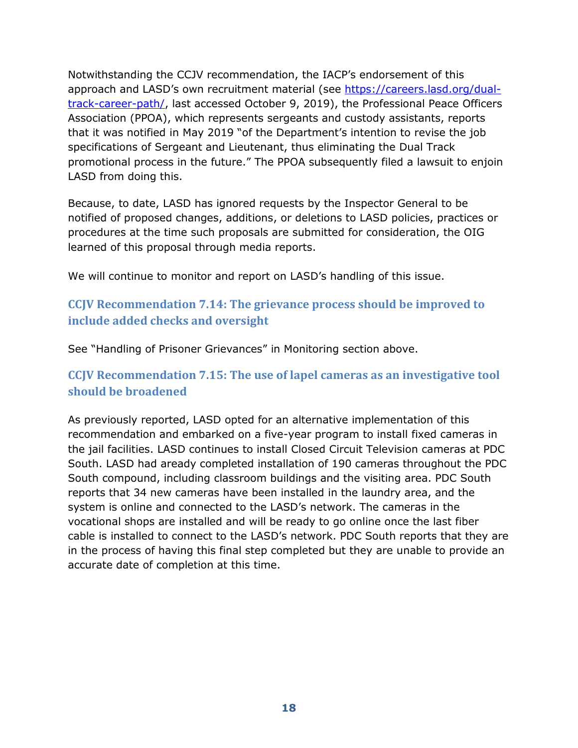Notwithstanding the CCJV recommendation, the IACP's endorsement of this approach and LASD's own recruitment material (see [https://careers.lasd.org/dual-track-career-path/](https://careers.lasd.org/dual-track-career-path/), last accessed October 9, 2019), the Professional Peace Officers Association (PPOA), which represents sergeants and custody assistants, reports that it was notified in May 2019 "of the Department's intention to revise the job specifications of Sergeant and Lieutenant, thus eliminating the Dual Track promotional process in the future." The PPOA subsequently filed a lawsuit to enjoin LASD from doing this.

Because, to date, LASD has ignored requests by the Inspector General to be notified of proposed changes, additions, or deletions to LASD policies, practices or procedures at the time such proposals are submitted for consideration, the OIG learned of this proposal through media reports.

We will continue to monitor and report on LASD's handling of this issue.

### CCJV Recommendation 7.14: The grievance process should be improved to include added checks and oversight

See "Handling of Prisoner Grievances" in Monitoring section above.

### CCJV Recommendation 7.15: The use of lapel cameras as an investigative tool should be broadened

As previously reported, LASD opted for an alternative implementation of this recommendation and embarked on a five-year program to install fixed cameras in the jail facilities. LASD continues to install Closed Circuit Television cameras at PDC South. LASD had aready completed installation of 190 cameras throughout the PDC South compound, including classroom buildings and the visiting area. PDC South reports that 34 new cameras have been installed in the laundry area, and the system is online and connected to the LASD's network. The cameras in the vocational shops are installed and will be ready to go online once the last fiber cable is installed to connect to the LASD's network. PDC South reports that they are in the process of having this final step completed but they are unable to provide an accurate date of completion at this time.